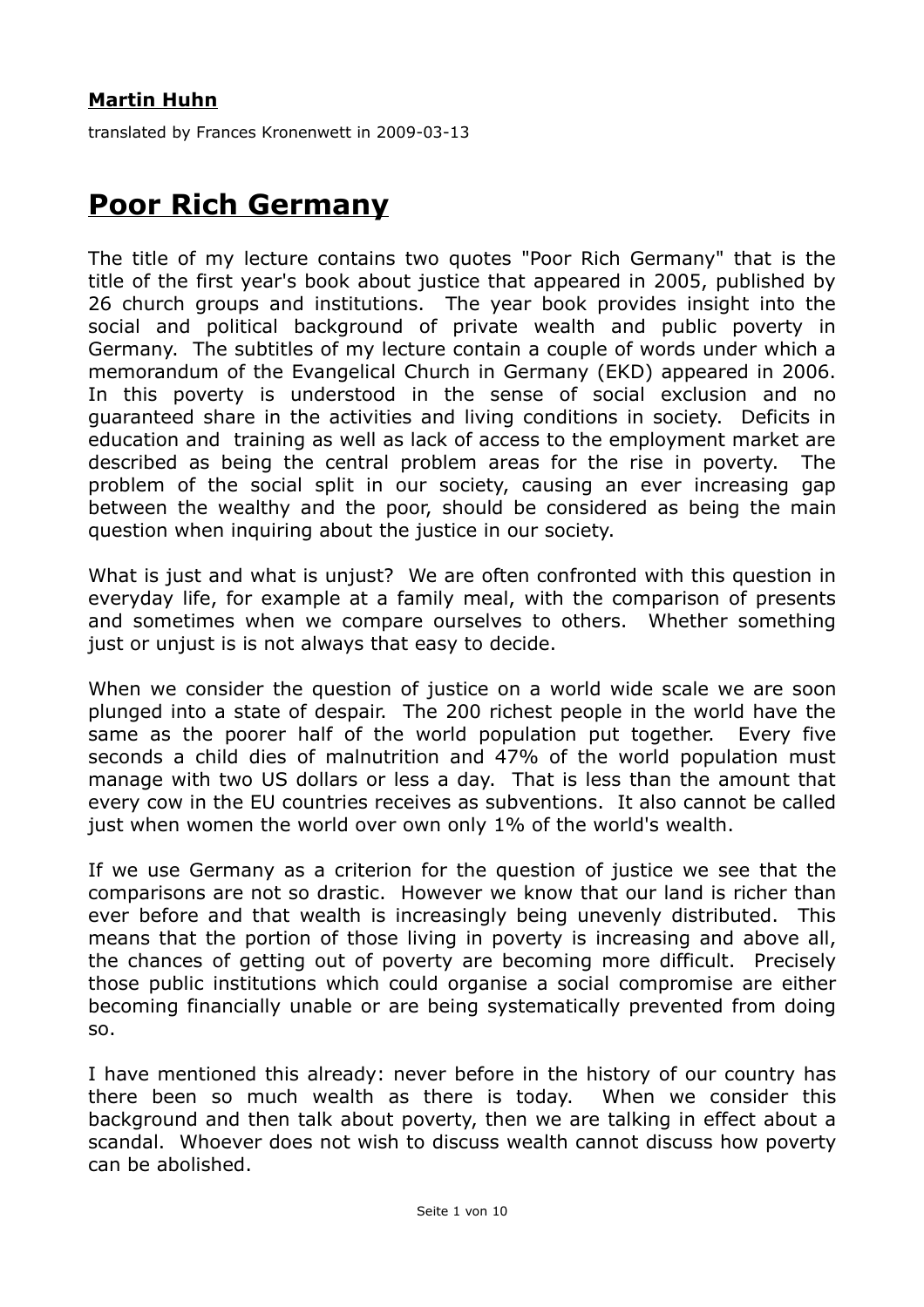**Martin Huhn**

translated by Frances Kronenwett in 2009-03-13

# Poor Rich Germany

The title of my lecture contains two quotes "Poor Rich Germany" that is the title of the first year's book about justice that appeared in 2005, published by 26 church groups and institutions. The year book provides insight into the social and political background of private wealth and public poverty in Germany. The subtitles of my lecture contain a couple of words under which a memorandum of the Evangelical Church in Germany (EKD) appeared in 2006. In this poverty is understood in the sense of social exclusion and no guaranteed share in the activities and living conditions in society. Deficits in education and training as well as lack of access to the employment market are described as being the central problem areas for the rise in poverty. The problem of the social split in our society, causing an ever increasing gap between the wealthy and the poor, should be considered as being the main question when inquiring about the justice in our society.

What is just and what is unjust? We are often confronted with this question in everyday life, for example at a family meal, with the comparison of presents and sometimes when we compare ourselves to others. Whether something just or unjust is is not always that easy to decide.

When we consider the question of justice on a world wide scale we are soon plunged into a state of despair. The 200 richest people in the world have the same as the poorer half of the world population put together. Every five seconds a child dies of malnutrition and 47% of the world population must manage with two US dollars or less a day. That is less than the amount that every cow in the EU countries receives as subventions. It also cannot be called just when women the world over own only 1% of the world's wealth.

If we use Germany as a criterion for the question of justice we see that the comparisons are not so drastic. However we know that our land is richer than ever before and that wealth is increasingly being unevenly distributed. This means that the portion of those living in poverty is increasing and above all, the chances of getting out of poverty are becoming more difficult. Precisely those public institutions which could organise a social compromise are either becoming financially unable or are being systematically prevented from doing so.

I have mentioned this already: never before in the history of our country has there been so much wealth as there is today. When we consider this background and then talk about poverty, then we are talking in effect about a scandal. Whoever does not wish to discuss wealth cannot discuss how poverty can be abolished.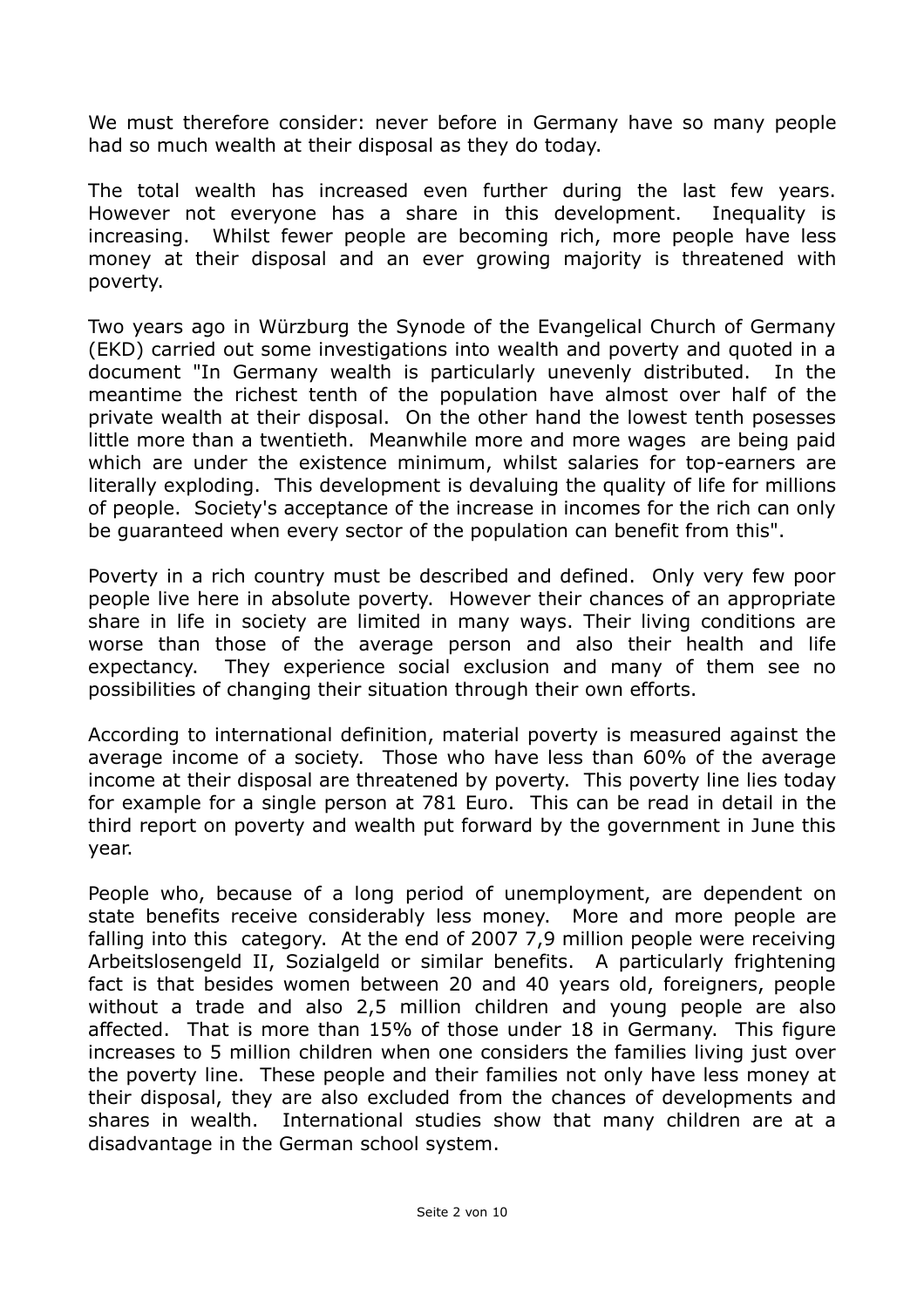We must therefore consider: never before in Germany have so many people had so much wealth at their disposal as they do today.

The total wealth has increased even further during the last few years. However not everyone has a share in this development. Inequality is increasing. Whilst fewer people are becoming rich, more people have less money at their disposal and an ever growing majority is threatened with poverty.

Two years ago in Würzburg the Synode of the Evangelical Church of Germany (EKD) carried out some investigations into wealth and poverty and quoted in a document "In Germany wealth is particularly unevenly distributed. In the meantime the richest tenth of the population have almost over half of the private wealth at their disposal. On the other hand the lowest tenth posesses little more than a twentieth. Meanwhile more and more wages are being paid which are under the existence minimum, whilst salaries for top-earners are literally exploding. This development is devaluing the quality of life for millions of people. Society's acceptance of the increase in incomes for the rich can only be guaranteed when every sector of the population can benefit from this".

Poverty in a rich country must be described and defined. Only very few poor people live here in absolute poverty. However their chances of an appropriate share in life in society are limited in many ways. Their living conditions are worse than those of the average person and also their health and life expectancy. They experience social exclusion and many of them see no possibilities of changing their situation through their own efforts.

According to international definition, material poverty is measured against the average income of a society. Those who have less than 60% of the average income at their disposal are threatened by poverty. This poverty line lies today for example for a single person at 781 Euro. This can be read in detail in the third report on poverty and wealth put forward by the government in June this year.

People who, because of a long period of unemployment, are dependent on state benefits receive considerably less money. More and more people are falling into this category. At the end of 2007 7,9 million people were receiving Arbeitslosengeld II, Sozialgeld or similar benefits. A particularly frightening fact is that besides women between 20 and 40 years old, foreigners, people without a trade and also 2,5 million children and young people are also affected. That is more than 15% of those under 18 in Germany. This figure increases to 5 million children when one considers the families living just over the poverty line. These people and their families not only have less money at their disposal, they are also excluded from the chances of developments and shares in wealth. International studies show that many children are at a disadvantage in the German school system.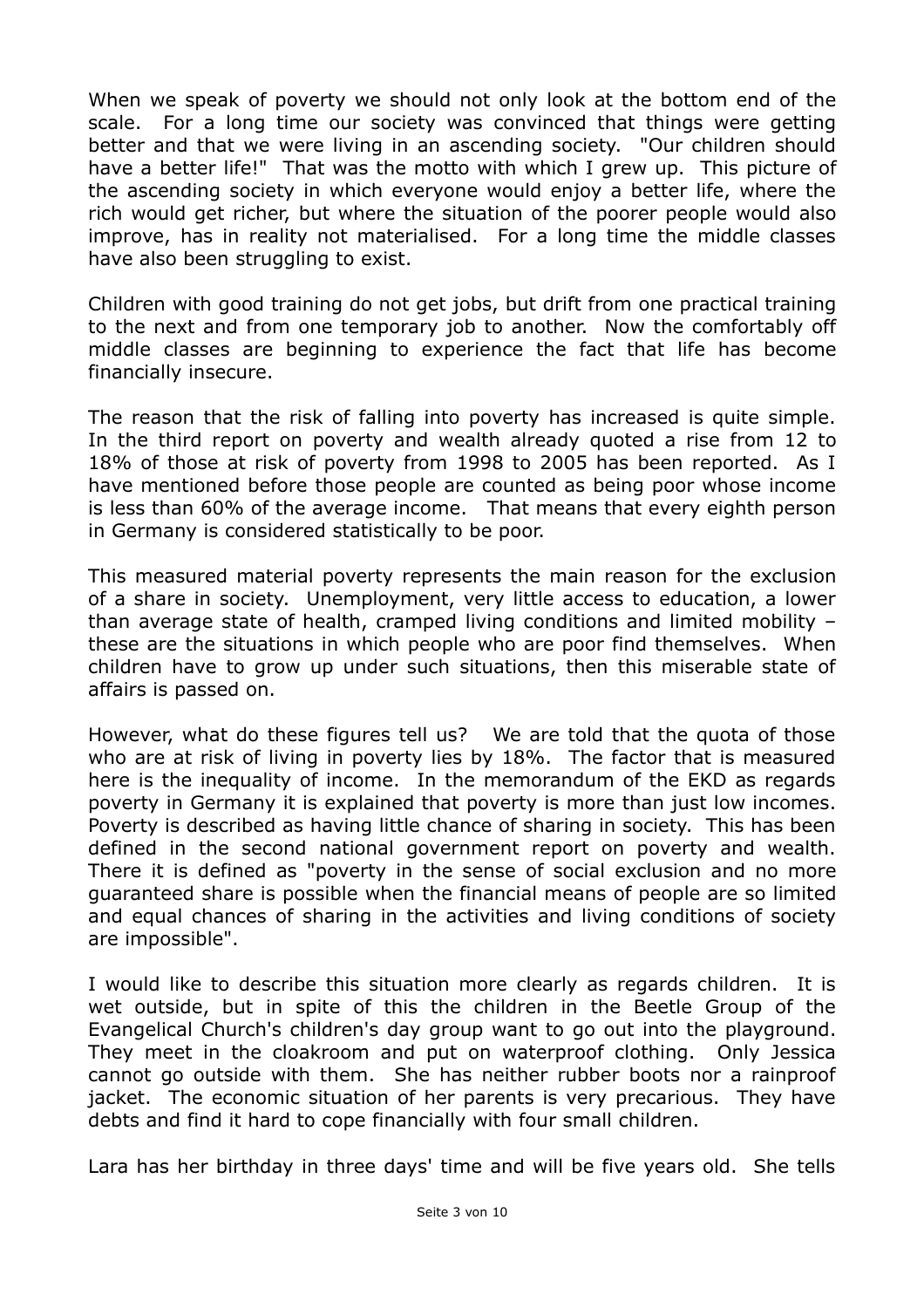When we speak of poverty we should not only look at the bottom end of the scale. For a long time our society was convinced that things were getting better and that we were living in an ascending society. "Our children should have a better life!" That was the motto with which I grew up. This picture of the ascending society in which everyone would enjoy a better life, where the rich would get richer, but where the situation of the poorer people would also improve, has in reality not materialised. For a long time the middle classes have also been struggling to exist.

Children with good training do not get jobs, but drift from one practical training to the next and from one temporary job to another. Now the comfortably off middle classes are beginning to experience the fact that life has become financially insecure.

The reason that the risk of falling into poverty has increased is quite simple. In the third report on poverty and wealth already quoted a rise from 12 to 18% of those at risk of poverty from 1998 to 2005 has been reported. As I have mentioned before those people are counted as being poor whose income is less than 60% of the average income. That means that every eighth person in Germany is considered statistically to be poor.

This measured material poverty represents the main reason for the exclusion of a share in society. Unemployment, very little access to education, a lower than average state of health, cramped living conditions and limited mobility – these are the situations in which people who are poor find themselves. When children have to grow up under such situations, then this miserable state of affairs is passed on.

However, what do these figures tell us? We are told that the quota of those who are at risk of living in poverty lies by 18%. The factor that is measured here is the inequality of income. In the memorandum of the EKD as regards poverty in Germany it is explained that poverty is more than just low incomes. Poverty is described as having little chance of sharing in society. This has been defined in the second national government report on poverty and wealth. There it is defined as "poverty in the sense of social exclusion and no more guaranteed share is possible when the financial means of people are so limited and equal chances of sharing in the activities and living conditions of society are impossible".

I would like to describe this situation more clearly as regards children. It is wet outside, but in spite of this the children in the Beetle Group of the Evangelical Church's children's day group want to go out into the playground. They meet in the cloakroom and put on waterproof clothing. Only Jessica cannot go outside with them. She has neither rubber boots nor a rainproof jacket. The economic situation of her parents is very precarious. They have debts and find it hard to cope financially with four small children.

Lara has her birthday in three days' time and will be five years old. She tells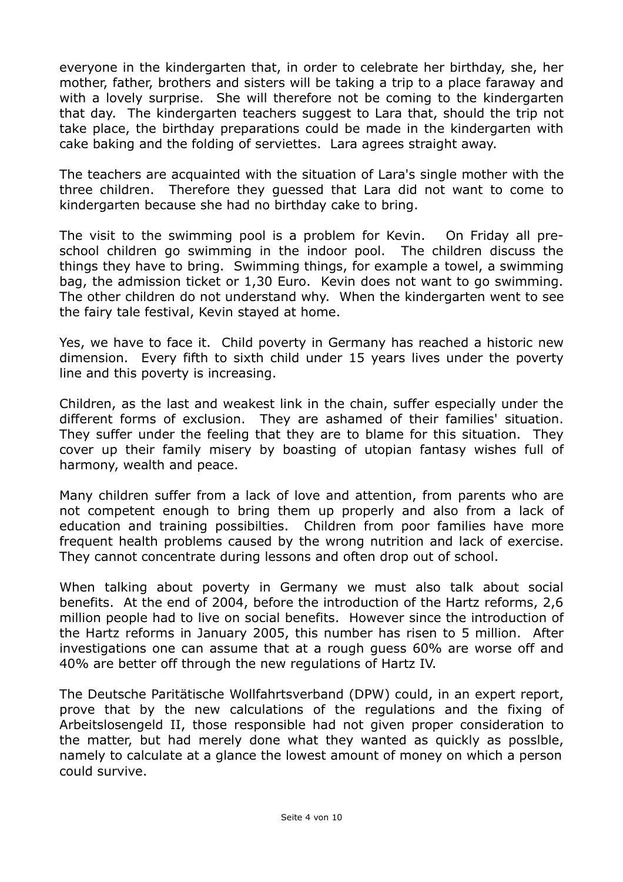everyone in the kindergarten that, in order to celebrate her birthday, she, her mother, father, brothers and sisters will be taking a trip to a place faraway and with a lovely surprise. She will therefore not be coming to the kindergarten that day. The kindergarten teachers suggest to Lara that, should the trip not take place, the birthday preparations could be made in the kindergarten with cake baking and the folding of serviettes. Lara agrees straight away.

The teachers are acquainted with the situation of Lara's single mother with the three children. Therefore they guessed that Lara did not want to come to kindergarten because she had no birthday cake to bring.

The visit to the swimming pool is a problem for Kevin. On Friday all pre-school children go swimming in the indoor pool. The children discuss the things they have to bring. Swimming things, for example a towel, a swimming bag, the admission ticket or 1,30 Euro. Kevin does not want to go swimming. The other children do not understand why. When the kindergarten went to see the fairy tale festival, Kevin stayed at home.

Yes, we have to face it. Child poverty in Germany has reached a historic new dimension. Every fifth to sixth child under 15 years lives under the poverty line and this poverty is increasing.

Children, as the last and weakest link in the chain, suffer especially under the different forms of exclusion. They are ashamed of their families' situation. They suffer under the feeling that they are to blame for this situation. They cover up their family misery by boasting of utopian fantasy wishes full of harmony, wealth and peace.

Many children suffer from a lack of love and attention, from parents who are not competent enough to bring them up properly and also from a lack of education and training possibilties. Children from poor families have more frequent health problems caused by the wrong nutrition and lack of exercise. They cannot concentrate during lessons and often drop out of school.

When talking about poverty in Germany we must also talk about social benefits. At the end of 2004, before the introduction of the Hartz reforms, 2,6 million people had to live on social benefits. However since the introduction of the Hartz reforms in January 2005, this number has risen to 5 million. After investigations one can assume that at a rough guess 60% are worse off and 40% are better off through the new regulations of Hartz IV.

The Deutsche Paritätische Wollfahrtsverband (DPW) could, in an expert report, prove that by the new calculations of the regulations and the fixing of Arbeitslosengeld II, those responsible had not given proper consideration to the matter, but had merely done what they wanted as quickly as posslble, namely to calculate at a glance the lowest amount of money on which a person could survive.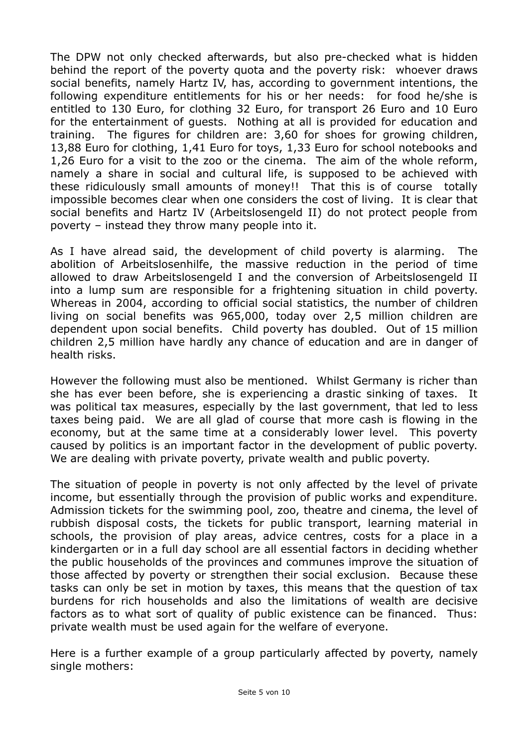The DPW not only checked afterwards, but also pre-checked what is hidden behind the report of the poverty quota and the poverty risk: whoever draws social benefits, namely Hartz IV, has, according to government intentions, the following expenditure entitlements for his or her needs: for food he/she is entitled to 130 Euro, for clothing 32 Euro, for transport 26 Euro and 10 Euro for the entertainment of guests. Nothing at all is provided for education and training. The figures for children are: 3,60 for shoes for growing children, 13,88 Euro for clothing, 1,41 Euro for toys, 1,33 Euro for school notebooks and 1,26 Euro for a visit to the zoo or the cinema. The aim of the whole reform, namely a share in social and cultural life, is supposed to be achieved with these ridiculously small amounts of money!! That this is of course totally impossible becomes clear when one considers the cost of living. It is clear that social benefits and Hartz IV (Arbeitslosengeld II) do not protect people from poverty – instead they throw many people into it.

As I have alread said, the development of child poverty is alarming. The abolition of Arbeitslosenhilfe, the massive reduction in the period of time allowed to draw Arbeitslosengeld I and the conversion of Arbeitslosengeld II into a lump sum are responsible for a frightening situation in child poverty. Whereas in 2004, according to official social statistics, the number of children living on social benefits was 965,000, today over 2,5 million children are dependent upon social benefits. Child poverty has doubled. Out of 15 million children 2,5 million have hardly any chance of education and are in danger of health risks.

However the following must also be mentioned. Whilst Germany is richer than she has ever been before, she is experiencing a drastic sinking of taxes. It was political tax measures, especially by the last government, that led to less taxes being paid. We are all glad of course that more cash is flowing in the economy, but at the same time at a considerably lower level. This poverty caused by politics is an important factor in the development of public poverty. We are dealing with private poverty, private wealth and public poverty.

The situation of people in poverty is not only affected by the level of private income, but essentially through the provision of public works and expenditure. Admission tickets for the swimming pool, zoo, theatre and cinema, the level of rubbish disposal costs, the tickets for public transport, learning material in schools, the provision of play areas, advice centres, costs for a place in a kindergarten or in a full day school are all essential factors in deciding whether the public households of the provinces and communes improve the situation of those affected by poverty or strengthen their social exclusion. Because these tasks can only be set in motion by taxes, this means that the question of tax burdens for rich households and also the limitations of wealth are decisive factors as to what sort of quality of public existence can be financed. Thus: private wealth must be used again for the welfare of everyone.

Here is a further example of a group particularly affected by poverty, namely single mothers: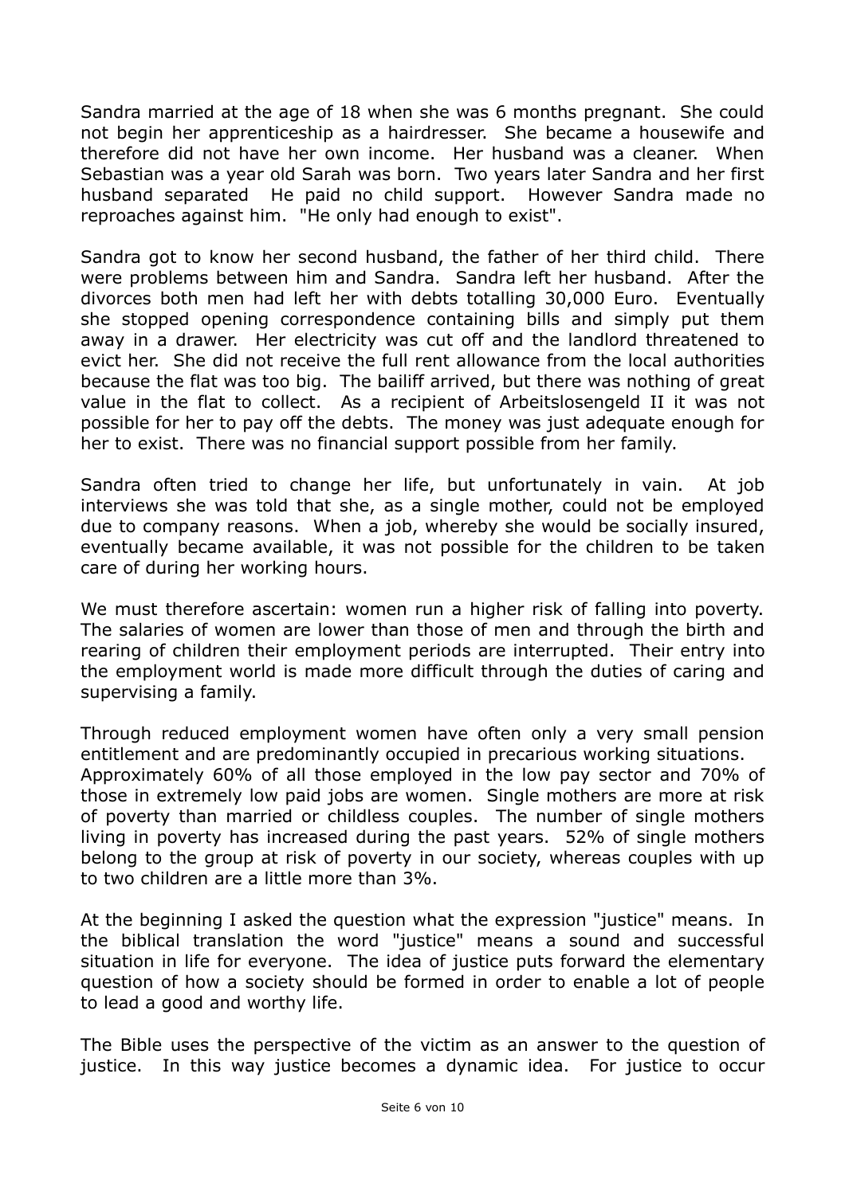Sandra married at the age of 18 when she was 6 months pregnant. She could not begin her apprenticeship as a hairdresser. She became a housewife and therefore did not have her own income. Her husband was a cleaner. When Sebastian was a year old Sarah was born. Two years later Sandra and her first husband separated He paid no child support. However Sandra made no reproaches against him. "He only had enough to exist".

Sandra got to know her second husband, the father of her third child. There were problems between him and Sandra. Sandra left her husband. After the divorces both men had left her with debts totalling 30,000 Euro. Eventually she stopped opening correspondence containing bills and simply put them away in a drawer. Her electricity was cut off and the landlord threatened to evict her. She did not receive the full rent allowance from the local authorities because the flat was too big. The bailiff arrived, but there was nothing of great value in the flat to collect. As a recipient of Arbeitslosengeld II it was not possible for her to pay off the debts. The money was just adequate enough for her to exist. There was no financial support possible from her family.

Sandra often tried to change her life, but unfortunately in vain. At job interviews she was told that she, as a single mother, could not be employed due to company reasons. When a job, whereby she would be socially insured, eventually became available, it was not possible for the children to be taken care of during her working hours.

We must therefore ascertain: women run a higher risk of falling into poverty. The salaries of women are lower than those of men and through the birth and rearing of children their employment periods are interrupted. Their entry into the employment world is made more difficult through the duties of caring and supervising a family.

Through reduced employment women have often only a very small pension entitlement and are predominantly occupied in precarious working situations. Approximately 60% of all those employed in the low pay sector and 70% of those in extremely low paid jobs are women. Single mothers are more at risk of poverty than married or childless couples. The number of single mothers living in poverty has increased during the past years. 52% of single mothers belong to the group at risk of poverty in our society, whereas couples with up to two children are a little more than 3%.

At the beginning I asked the question what the expression "justice" means. In the biblical translation the word "justice" means a sound and successful situation in life for everyone. The idea of justice puts forward the elementary question of how a society should be formed in order to enable a lot of people to lead a good and worthy life.

The Bible uses the perspective of the victim as an answer to the question of justice. In this way justice becomes a dynamic idea. For justice to occur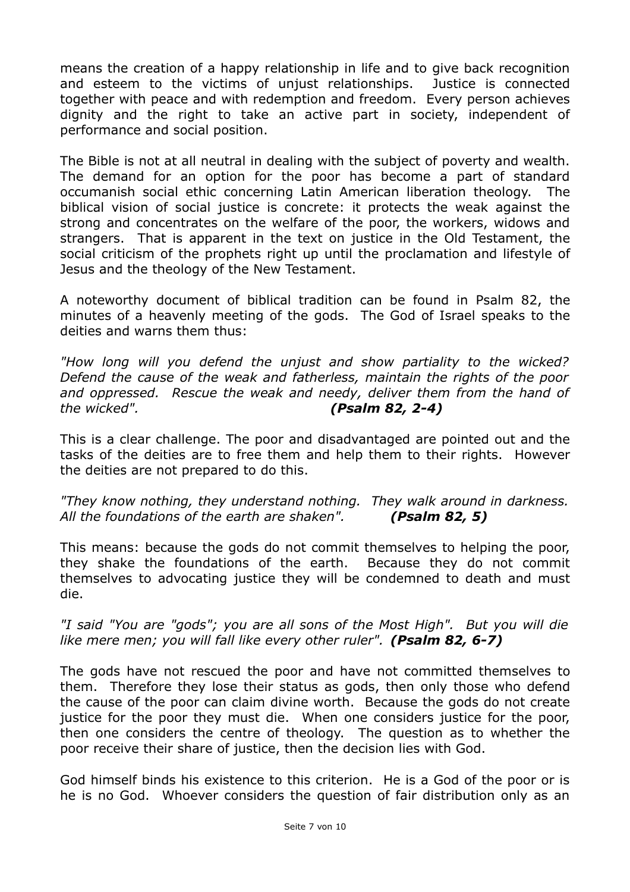means the creation of a happy relationship in life and to give back recognition and esteem to the victims of unjust relationships. Justice is connected together with peace and with redemption and freedom. Every person achieves dignity and the right to take an active part in society, independent of performance and social position.

The Bible is not at all neutral in dealing with the subject of poverty and wealth. The demand for an option for the poor has become a part of standard occumanish social ethic concerning Latin American liberation theology. The biblical vision of social justice is concrete: it protects the weak against the strong and concentrates on the welfare of the poor, the workers, widows and strangers. That is apparent in the text on justice in the Old Testament, the social criticism of the prophets right up until the proclamation and lifestyle of Jesus and the theology of the New Testament.

A noteworthy document of biblical tradition can be found in Psalm 82, the minutes of a heavenly meeting of the gods. The God of Israel speaks to the deities and warns them thus:

*"How long will you defend the unjust and show partiality to the wicked? Defend the cause of the weak and fatherless, maintain the rights of the poor and oppressed. Rescue the weak and needy, deliver them from the hand of the wicked".* ***(Psalm 82, 2-4)***

This is a clear challenge. The poor and disadvantaged are pointed out and the tasks of the deities are to free them and help them to their rights. However the deities are not prepared to do this.

*"They know nothing, they understand nothing. They walk around in darkness. All the foundations of the earth are shaken".* ***(Psalm 82, 5)***

This means: because the gods do not commit themselves to helping the poor, they shake the foundations of the earth. Because they do not commit themselves to advocating justice they will be condemned to death and must die.

*"I said "You are "gods"; you are all sons of the Most High". But you will die like mere men; you will fall like every other ruler".* ***(Psalm 82, 6-7)***

The gods have not rescued the poor and have not committed themselves to them. Therefore they lose their status as gods, then only those who defend the cause of the poor can claim divine worth. Because the gods do not create justice for the poor they must die. When one considers justice for the poor, then one considers the centre of theology. The question as to whether the poor receive their share of justice, then the decision lies with God.

God himself binds his existence to this criterion. He is a God of the poor or is he is no God. Whoever considers the question of fair distribution only as an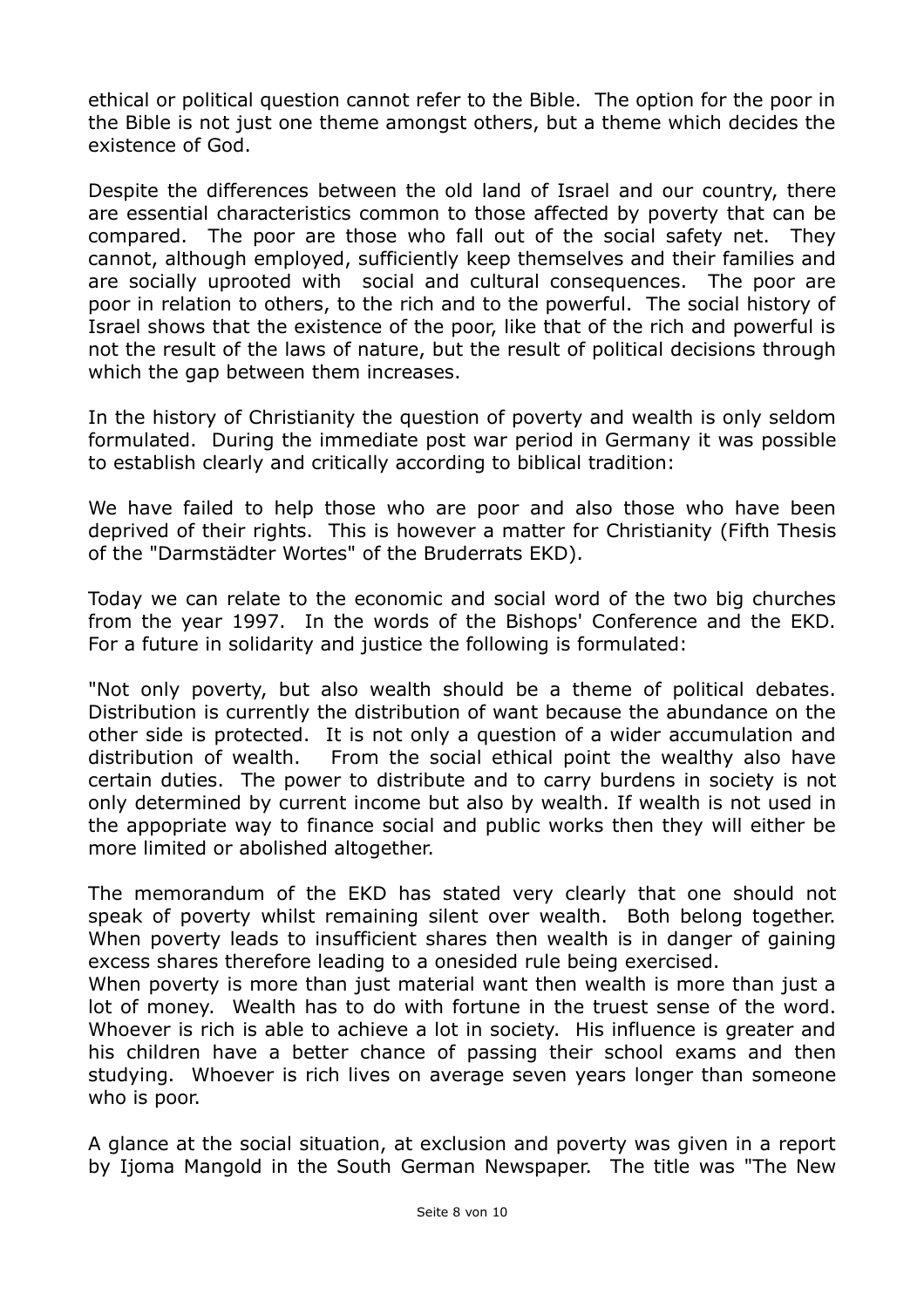ethical or political question cannot refer to the Bible. The option for the poor in the Bible is not just one theme amongst others, but a theme which decides the existence of God.

Despite the differences between the old land of Israel and our country, there are essential characteristics common to those affected by poverty that can be compared. The poor are those who fall out of the social safety net. They cannot, although employed, sufficiently keep themselves and their families and are socially uprooted with social and cultural consequences. The poor are poor in relation to others, to the rich and to the powerful. The social history of Israel shows that the existence of the poor, like that of the rich and powerful is not the result of the laws of nature, but the result of political decisions through which the gap between them increases.

In the history of Christianity the question of poverty and wealth is only seldom formulated. During the immediate post war period in Germany it was possible to establish clearly and critically according to biblical tradition:

We have failed to help those who are poor and also those who have been deprived of their rights. This is however a matter for Christianity (Fifth Thesis of the "Darmstädter Wortes" of the Bruderrats EKD).

Today we can relate to the economic and social word of the two big churches from the year 1997. In the words of the Bishops' Conference and the EKD. For a future in solidarity and justice the following is formulated:

"Not only poverty, but also wealth should be a theme of political debates. Distribution is currently the distribution of want because the abundance on the other side is protected. It is not only a question of a wider accumulation and distribution of wealth. From the social ethical point the wealthy also have certain duties. The power to distribute and to carry burdens in society is not only determined by current income but also by wealth. If wealth is not used in the appopriate way to finance social and public works then they will either be more limited or abolished altogether.

The memorandum of the EKD has stated very clearly that one should not speak of poverty whilst remaining silent over wealth. Both belong together. When poverty leads to insufficient shares then wealth is in danger of gaining excess shares therefore leading to a onesided rule being exercised.
When poverty is more than just material want then wealth is more than just a lot of money. Wealth has to do with fortune in the truest sense of the word. Whoever is rich is able to achieve a lot in society. His influence is greater and his children have a better chance of passing their school exams and then studying. Whoever is rich lives on average seven years longer than someone who is poor.

A glance at the social situation, at exclusion and poverty was given in a report by Ijoma Mangold in the South German Newspaper. The title was "The New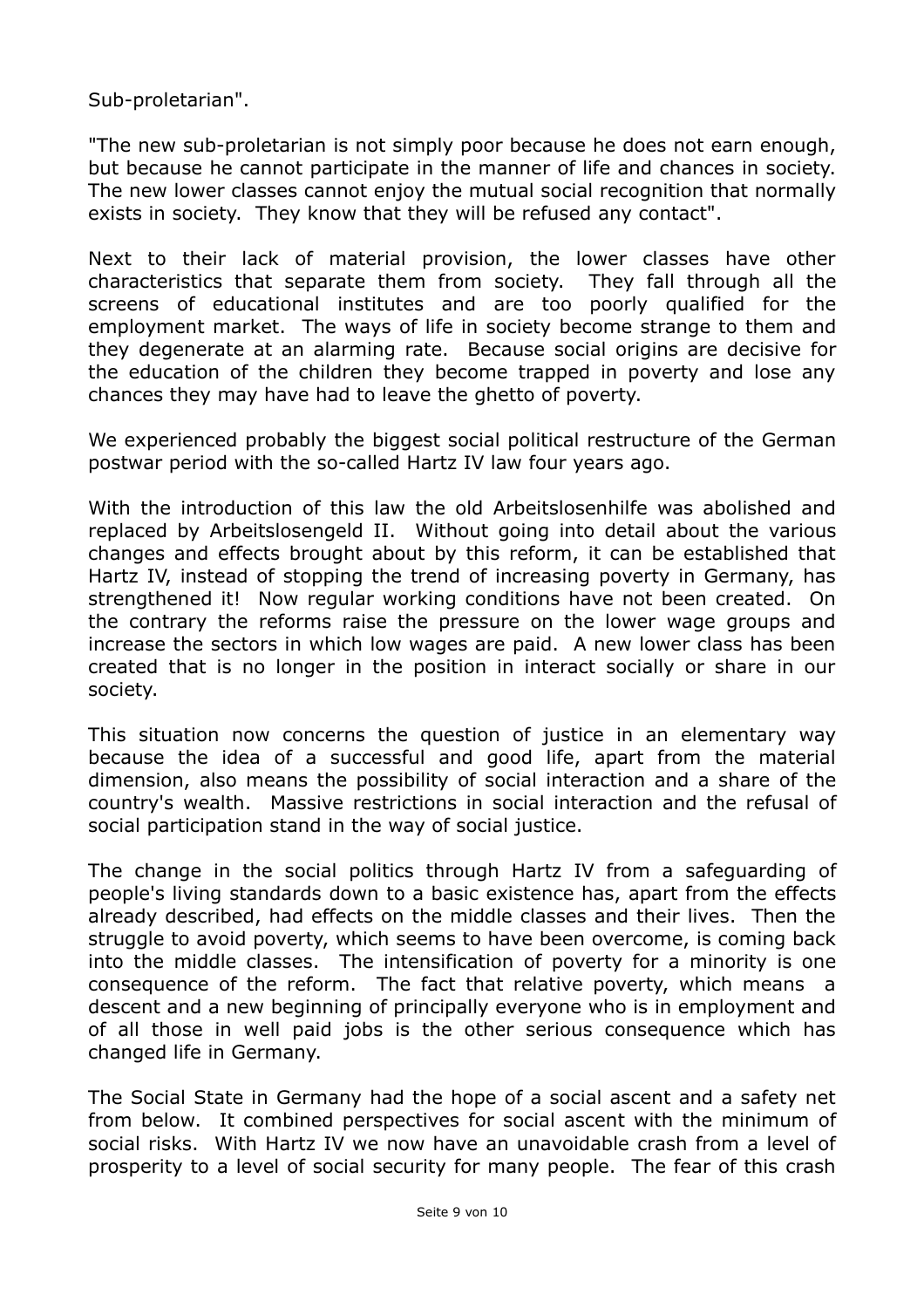Sub-proletarian".

"The new sub-proletarian is not simply poor because he does not earn enough, but because he cannot participate in the manner of life and chances in society. The new lower classes cannot enjoy the mutual social recognition that normally exists in society. They know that they will be refused any contact".

Next to their lack of material provision, the lower classes have other characteristics that separate them from society. They fall through all the screens of educational institutes and are too poorly qualified for the employment market. The ways of life in society become strange to them and they degenerate at an alarming rate. Because social origins are decisive for the education of the children they become trapped in poverty and lose any chances they may have had to leave the ghetto of poverty.

We experienced probably the biggest social political restructure of the German postwar period with the so-called Hartz IV law four years ago.

With the introduction of this law the old Arbeitslosenhilfe was abolished and replaced by Arbeitslosengeld II. Without going into detail about the various changes and effects brought about by this reform, it can be established that Hartz IV, instead of stopping the trend of increasing poverty in Germany, has strengthened it! Now regular working conditions have not been created. On the contrary the reforms raise the pressure on the lower wage groups and increase the sectors in which low wages are paid. A new lower class has been created that is no longer in the position in interact socially or share in our society.

This situation now concerns the question of justice in an elementary way because the idea of a successful and good life, apart from the material dimension, also means the possibility of social interaction and a share of the country's wealth. Massive restrictions in social interaction and the refusal of social participation stand in the way of social justice.

The change in the social politics through Hartz IV from a safeguarding of people's living standards down to a basic existence has, apart from the effects already described, had effects on the middle classes and their lives. Then the struggle to avoid poverty, which seems to have been overcome, is coming back into the middle classes. The intensification of poverty for a minority is one consequence of the reform. The fact that relative poverty, which means a descent and a new beginning of principally everyone who is in employment and of all those in well paid jobs is the other serious consequence which has changed life in Germany.

The Social State in Germany had the hope of a social ascent and a safety net from below. It combined perspectives for social ascent with the minimum of social risks. With Hartz IV we now have an unavoidable crash from a level of prosperity to a level of social security for many people. The fear of this crash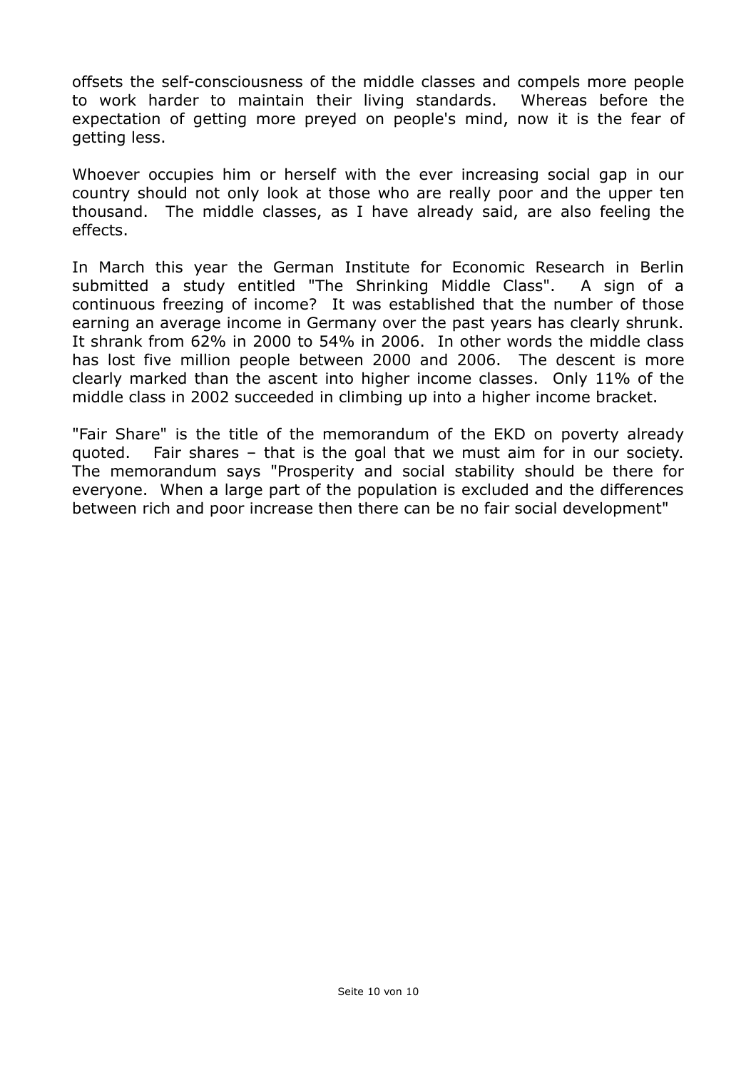offsets the self-consciousness of the middle classes and compels more people to work harder to maintain their living standards. Whereas before the expectation of getting more preyed on people's mind, now it is the fear of getting less.

Whoever occupies him or herself with the ever increasing social gap in our country should not only look at those who are really poor and the upper ten thousand. The middle classes, as I have already said, are also feeling the effects.

In March this year the German Institute for Economic Research in Berlin submitted a study entitled "The Shrinking Middle Class". A sign of a continuous freezing of income? It was established that the number of those earning an average income in Germany over the past years has clearly shrunk. It shrank from 62% in 2000 to 54% in 2006. In other words the middle class has lost five million people between 2000 and 2006. The descent is more clearly marked than the ascent into higher income classes. Only 11% of the middle class in 2002 succeeded in climbing up into a higher income bracket.

"Fair Share" is the title of the memorandum of the EKD on poverty already quoted. Fair shares – that is the goal that we must aim for in our society. The memorandum says "Prosperity and social stability should be there for everyone. When a large part of the population is excluded and the differences between rich and poor increase then there can be no fair social development"